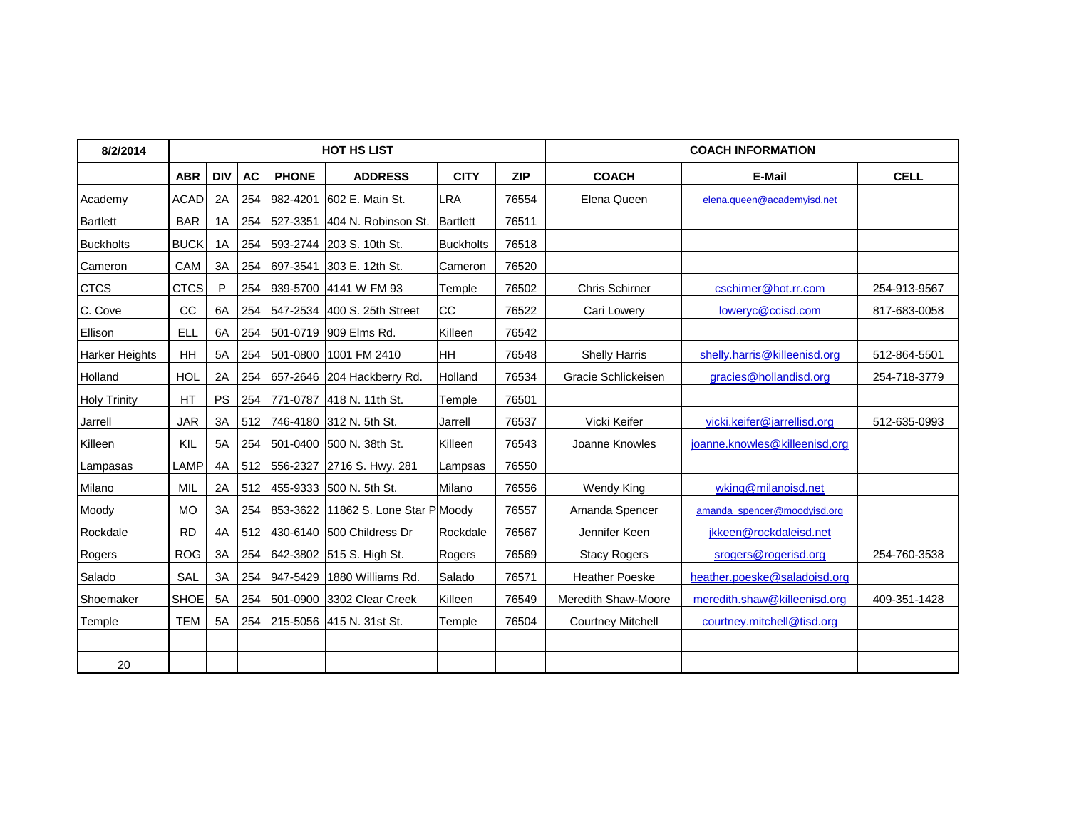| 8/2/2014 | HOT HS LIST | | | | | | | COACH INFORMATION | | |
|---|---|---|---|---|---|---|---|---|---|---|
| | ABR | DIV | AC | PHONE | ADDRESS | CITY | ZIP | COACH | E-Mail | CELL |
| Academy | ACAD | 2A | 254 | 982-4201 | 602 E. Main St. | LRA | 76554 | Elena Queen | elena.queen@academyisd.net | |
| Bartlett | BAR | 1A | 254 | 527-3351 | 404 N. Robinson St. | Bartlett | 76511 | | | |
| Buckholts | BUCK | 1A | 254 | 593-2744 | 203 S. 10th St. | Buckholts | 76518 | | | |
| Cameron | CAM | 3A | 254 | 697-3541 | 303 E. 12th St. | Cameron | 76520 | | | |
| CTCS | CTCS | P | 254 | 939-5700 | 4141 W FM 93 | Temple | 76502 | Chris Schirner | cschirner@hot.rr.com | 254-913-9567 |
| C. Cove | CC | 6A | 254 | 547-2534 | 400 S. 25th Street | CC | 76522 | Cari Lowery | loweryc@ccisd.com | 817-683-0058 |
| Ellison | ELL | 6A | 254 | 501-0719 | 909 Elms Rd. | Killeen | 76542 | | | |
| Harker Heights | HH | 5A | 254 | 501-0800 | 1001 FM 2410 | HH | 76548 | Shelly Harris | shelly.harris@killeenisd.org | 512-864-5501 |
| Holland | HOL | 2A | 254 | 657-2646 | 204 Hackberry Rd. | Holland | 76534 | Gracie Schlickeisen | gracies@hollandisd.org | 254-718-3779 |
| Holy Trinity | HT | PS | 254 | 771-0787 | 418 N. 11th St. | Temple | 76501 | | | |
| Jarrell | JAR | 3A | 512 | 746-4180 | 312 N. 5th St. | Jarrell | 76537 | Vicki Keifer | vicki.keifer@jarrellisd.org | 512-635-0993 |
| Killeen | KIL | 5A | 254 | 501-0400 | 500 N. 38th St. | Killeen | 76543 | Joanne Knowles | joanne.knowles@killeenisd,org | |
| Lampasas | LAMP | 4A | 512 | 556-2327 | 2716 S. Hwy. 281 | Lampsas | 76550 | | | |
| Milano | MIL | 2A | 512 | 455-9333 | 500 N. 5th St. | Milano | 76556 | Wendy King | wking@milanoisd.net | |
| Moody | MO | 3A | 254 | 853-3622 | 11862 S. Lone Star P | Moody | 76557 | Amanda Spencer | amanda_spencer@moodyisd.org | |
| Rockdale | RD | 4A | 512 | 430-6140 | 500 Childress Dr | Rockdale | 76567 | Jennifer Keen | jkkeen@rockdaleisd.net | |
| Rogers | ROG | 3A | 254 | 642-3802 | 515 S. High St. | Rogers | 76569 | Stacy Rogers | srogers@rogerisd.org | 254-760-3538 |
| Salado | SAL | 3A | 254 | 947-5429 | 1880 Williams Rd. | Salado | 76571 | Heather Poeske | heather.poeske@saladoisd.org | |
| Shoemaker | SHOE | 5A | 254 | 501-0900 | 3302 Clear Creek | Killeen | 76549 | Meredith Shaw-Moore | meredith.shaw@killeenisd.org | 409-351-1428 |
| Temple | TEM | 5A | 254 | 215-5056 | 415 N. 31st St. | Temple | 76504 | Courtney Mitchell | courtney.mitchell@tisd.org | |
| | | | | | | | | | | |
| 20 | | | | | | | | | | |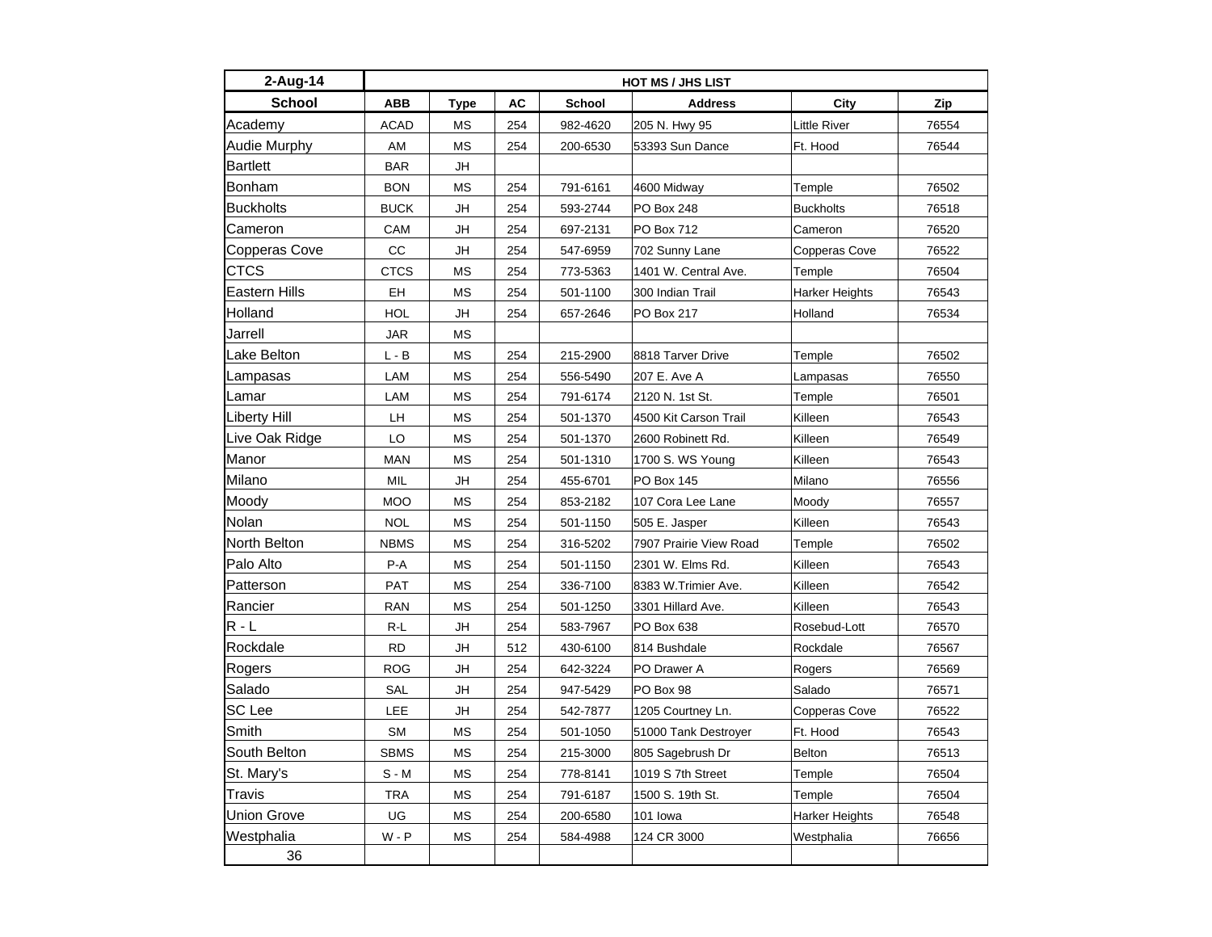| 2-Aug-14 | HOT MS / JHS LIST | | | | | | |
|---|---|---|---|---|---|---|---|
| **School** | **ABB** | **Type** | **AC** | **School** | **Address** | **City** | **Zip** |
| Academy | ACAD | MS | 254 | 982-4620 | 205 N. Hwy 95 | Little River | 76554 |
| Audie Murphy | AM | MS | 254 | 200-6530 | 53393 Sun Dance | Ft. Hood | 76544 |
| Bartlett | BAR | JH | | | | | |
| Bonham | BON | MS | 254 | 791-6161 | 4600 Midway | Temple | 76502 |
| Buckholts | BUCK | JH | 254 | 593-2744 | PO Box 248 | Buckholts | 76518 |
| Cameron | CAM | JH | 254 | 697-2131 | PO Box 712 | Cameron | 76520 |
| Copperas Cove | CC | JH | 254 | 547-6959 | 702 Sunny Lane | Copperas Cove | 76522 |
| CTCS | CTCS | MS | 254 | 773-5363 | 1401 W. Central Ave. | Temple | 76504 |
| Eastern Hills | EH | MS | 254 | 501-1100 | 300 Indian Trail | Harker Heights | 76543 |
| Holland | HOL | JH | 254 | 657-2646 | PO Box 217 | Holland | 76534 |
| Jarrell | JAR | MS | | | | | |
| Lake Belton | L - B | MS | 254 | 215-2900 | 8818 Tarver Drive | Temple | 76502 |
| Lampasas | LAM | MS | 254 | 556-5490 | 207 E. Ave A | Lampasas | 76550 |
| Lamar | LAM | MS | 254 | 791-6174 | 2120 N. 1st St. | Temple | 76501 |
| Liberty Hill | LH | MS | 254 | 501-1370 | 4500 Kit Carson Trail | Killeen | 76543 |
| Live Oak Ridge | LO | MS | 254 | 501-1370 | 2600 Robinett Rd. | Killeen | 76549 |
| Manor | MAN | MS | 254 | 501-1310 | 1700 S. WS Young | Killeen | 76543 |
| Milano | MIL | JH | 254 | 455-6701 | PO Box 145 | Milano | 76556 |
| Moody | MOO | MS | 254 | 853-2182 | 107 Cora Lee Lane | Moody | 76557 |
| Nolan | NOL | MS | 254 | 501-1150 | 505 E. Jasper | Killeen | 76543 |
| North Belton | NBMS | MS | 254 | 316-5202 | 7907 Prairie View Road | Temple | 76502 |
| Palo Alto | P-A | MS | 254 | 501-1150 | 2301 W. Elms Rd. | Killeen | 76543 |
| Patterson | PAT | MS | 254 | 336-7100 | 8383 W.Trimier Ave. | Killeen | 76542 |
| Rancier | RAN | MS | 254 | 501-1250 | 3301 Hillard Ave. | Killeen | 76543 |
| R - L | R-L | JH | 254 | 583-7967 | PO Box 638 | Rosebud-Lott | 76570 |
| Rockdale | RD | JH | 512 | 430-6100 | 814 Bushdale | Rockdale | 76567 |
| Rogers | ROG | JH | 254 | 642-3224 | PO Drawer A | Rogers | 76569 |
| Salado | SAL | JH | 254 | 947-5429 | PO Box 98 | Salado | 76571 |
| SC Lee | LEE | JH | 254 | 542-7877 | 1205 Courtney Ln. | Copperas Cove | 76522 |
| Smith | SM | MS | 254 | 501-1050 | 51000 Tank Destroyer | Ft. Hood | 76543 |
| South Belton | SBMS | MS | 254 | 215-3000 | 805 Sagebrush Dr | Belton | 76513 |
| St. Mary's | S - M | MS | 254 | 778-8141 | 1019 S 7th Street | Temple | 76504 |
| Travis | TRA | MS | 254 | 791-6187 | 1500 S. 19th St. | Temple | 76504 |
| Union Grove | UG | MS | 254 | 200-6580 | 101 Iowa | Harker Heights | 76548 |
| Westphalia | W - P | MS | 254 | 584-4988 | 124 CR 3000 | Westphalia | 76656 |
| 36 | | | | | | | |